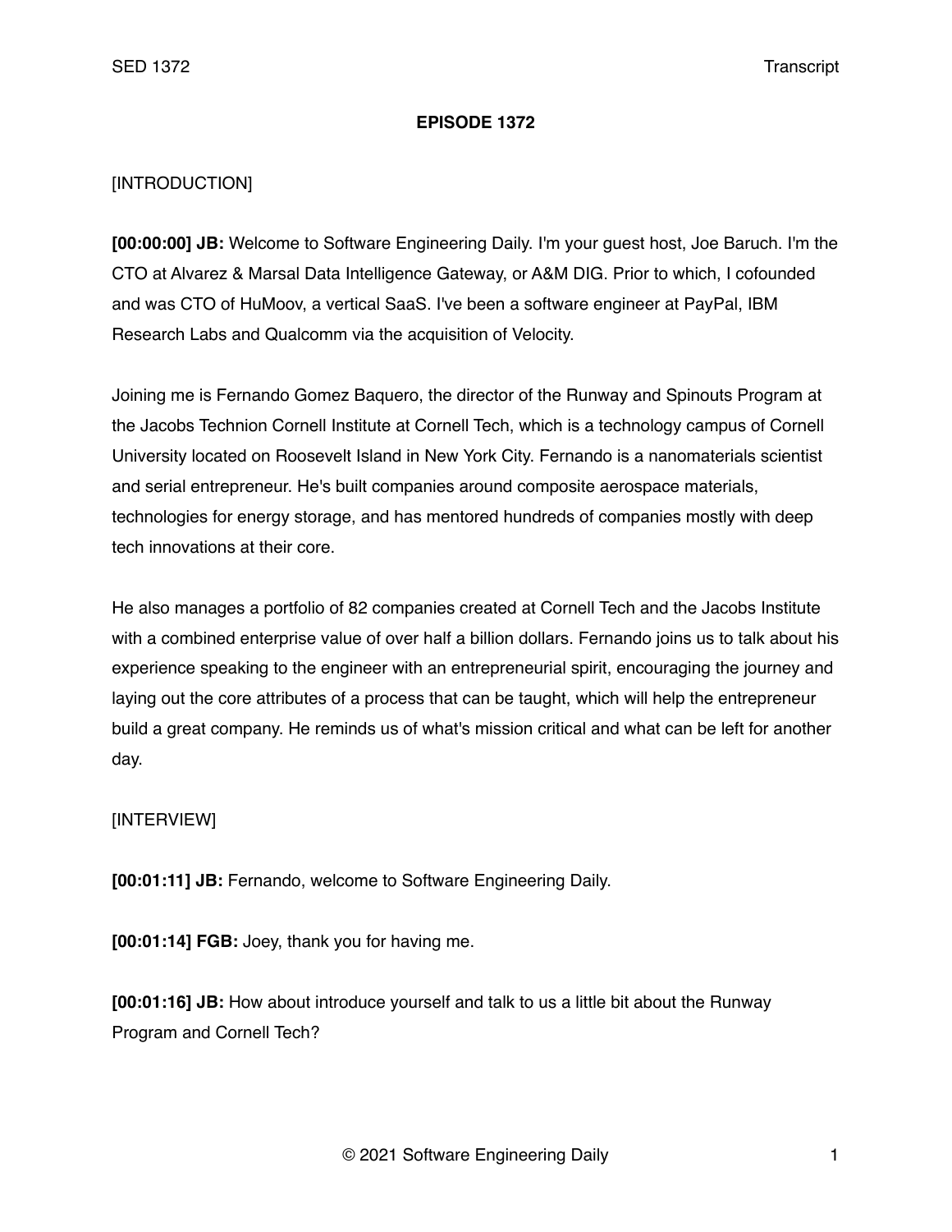**EPISODE 1372**

[INTRODUCTION]

**[00:00:00] JB:** Welcome to Software Engineering Daily. I'm your guest host, Joe Baruch. I'm the CTO at Alvarez & Marsal Data Intelligence Gateway, or A&M DIG. Prior to which, I cofounded and was CTO of HuMoov, a vertical SaaS. I've been a software engineer at PayPal, IBM Research Labs and Qualcomm via the acquisition of Velocity.

Joining me is Fernando Gomez Baquero, the director of the Runway and Spinouts Program at the Jacobs Technion Cornell Institute at Cornell Tech, which is a technology campus of Cornell University located on Roosevelt Island in New York City. Fernando is a nanomaterials scientist and serial entrepreneur. He's built companies around composite aerospace materials, technologies for energy storage, and has mentored hundreds of companies mostly with deep tech innovations at their core.

He also manages a portfolio of 82 companies created at Cornell Tech and the Jacobs Institute with a combined enterprise value of over half a billion dollars. Fernando joins us to talk about his experience speaking to the engineer with an entrepreneurial spirit, encouraging the journey and laying out the core attributes of a process that can be taught, which will help the entrepreneur build a great company. He reminds us of what's mission critical and what can be left for another day.

[INTERVIEW]

**[00:01:11] JB:** Fernando, welcome to Software Engineering Daily.

**[00:01:14] FGB:** Joey, thank you for having me.

**[00:01:16] JB:** How about introduce yourself and talk to us a little bit about the Runway Program and Cornell Tech?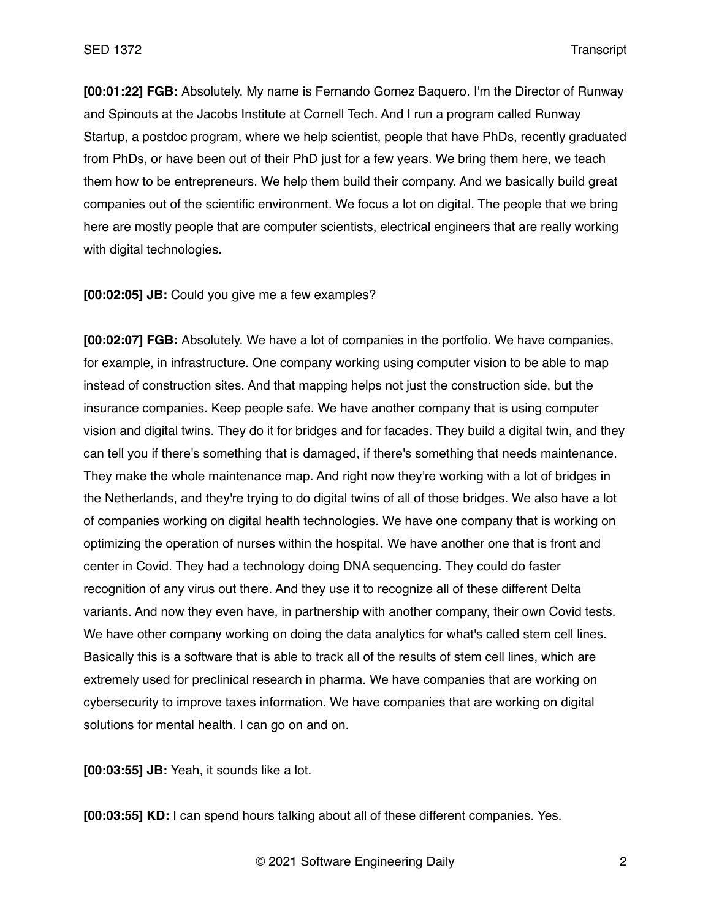**[00:01:22] FGB:** Absolutely. My name is Fernando Gomez Baquero. I'm the Director of Runway and Spinouts at the Jacobs Institute at Cornell Tech. And I run a program called Runway Startup, a postdoc program, where we help scientist, people that have PhDs, recently graduated from PhDs, or have been out of their PhD just for a few years. We bring them here, we teach them how to be entrepreneurs. We help them build their company. And we basically build great companies out of the scientific environment. We focus a lot on digital. The people that we bring here are mostly people that are computer scientists, electrical engineers that are really working with digital technologies.

**[00:02:05] JB:** Could you give me a few examples?

**[00:02:07] FGB:** Absolutely. We have a lot of companies in the portfolio. We have companies, for example, in infrastructure. One company working using computer vision to be able to map instead of construction sites. And that mapping helps not just the construction side, but the insurance companies. Keep people safe. We have another company that is using computer vision and digital twins. They do it for bridges and for facades. They build a digital twin, and they can tell you if there's something that is damaged, if there's something that needs maintenance. They make the whole maintenance map. And right now they're working with a lot of bridges in the Netherlands, and they're trying to do digital twins of all of those bridges. We also have a lot of companies working on digital health technologies. We have one company that is working on optimizing the operation of nurses within the hospital. We have another one that is front and center in Covid. They had a technology doing DNA sequencing. They could do faster recognition of any virus out there. And they use it to recognize all of these different Delta variants. And now they even have, in partnership with another company, their own Covid tests. We have other company working on doing the data analytics for what's called stem cell lines. Basically this is a software that is able to track all of the results of stem cell lines, which are extremely used for preclinical research in pharma. We have companies that are working on cybersecurity to improve taxes information. We have companies that are working on digital solutions for mental health. I can go on and on.

**[00:03:55] JB:** Yeah, it sounds like a lot.

**[00:03:55] KD:** I can spend hours talking about all of these different companies. Yes.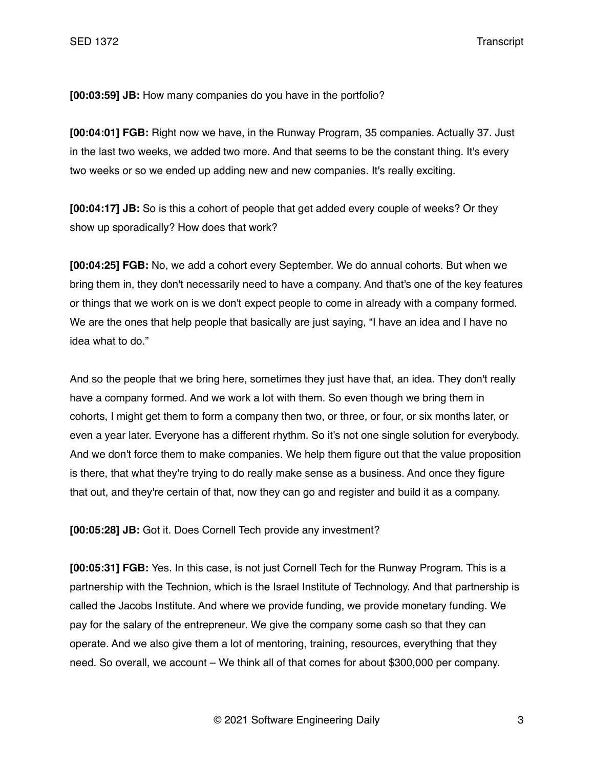**[00:03:59] JB:** How many companies do you have in the portfolio?

**[00:04:01] FGB:** Right now we have, in the Runway Program, 35 companies. Actually 37. Just in the last two weeks, we added two more. And that seems to be the constant thing. It's every two weeks or so we ended up adding new and new companies. It's really exciting.

**[00:04:17] JB:** So is this a cohort of people that get added every couple of weeks? Or they show up sporadically? How does that work?

**[00:04:25] FGB:** No, we add a cohort every September. We do annual cohorts. But when we bring them in, they don't necessarily need to have a company. And that's one of the key features or things that we work on is we don't expect people to come in already with a company formed. We are the ones that help people that basically are just saying, "I have an idea and I have no idea what to do."

And so the people that we bring here, sometimes they just have that, an idea. They don't really have a company formed. And we work a lot with them. So even though we bring them in cohorts, I might get them to form a company then two, or three, or four, or six months later, or even a year later. Everyone has a different rhythm. So it's not one single solution for everybody. And we don't force them to make companies. We help them figure out that the value proposition is there, that what they're trying to do really make sense as a business. And once they figure that out, and they're certain of that, now they can go and register and build it as a company.

**[00:05:28] JB:** Got it. Does Cornell Tech provide any investment?

**[00:05:31] FGB:** Yes. In this case, is not just Cornell Tech for the Runway Program. This is a partnership with the Technion, which is the Israel Institute of Technology. And that partnership is called the Jacobs Institute. And where we provide funding, we provide monetary funding. We pay for the salary of the entrepreneur. We give the company some cash so that they can operate. And we also give them a lot of mentoring, training, resources, everything that they need. So overall, we account – We think all of that comes for about $300,000 per company.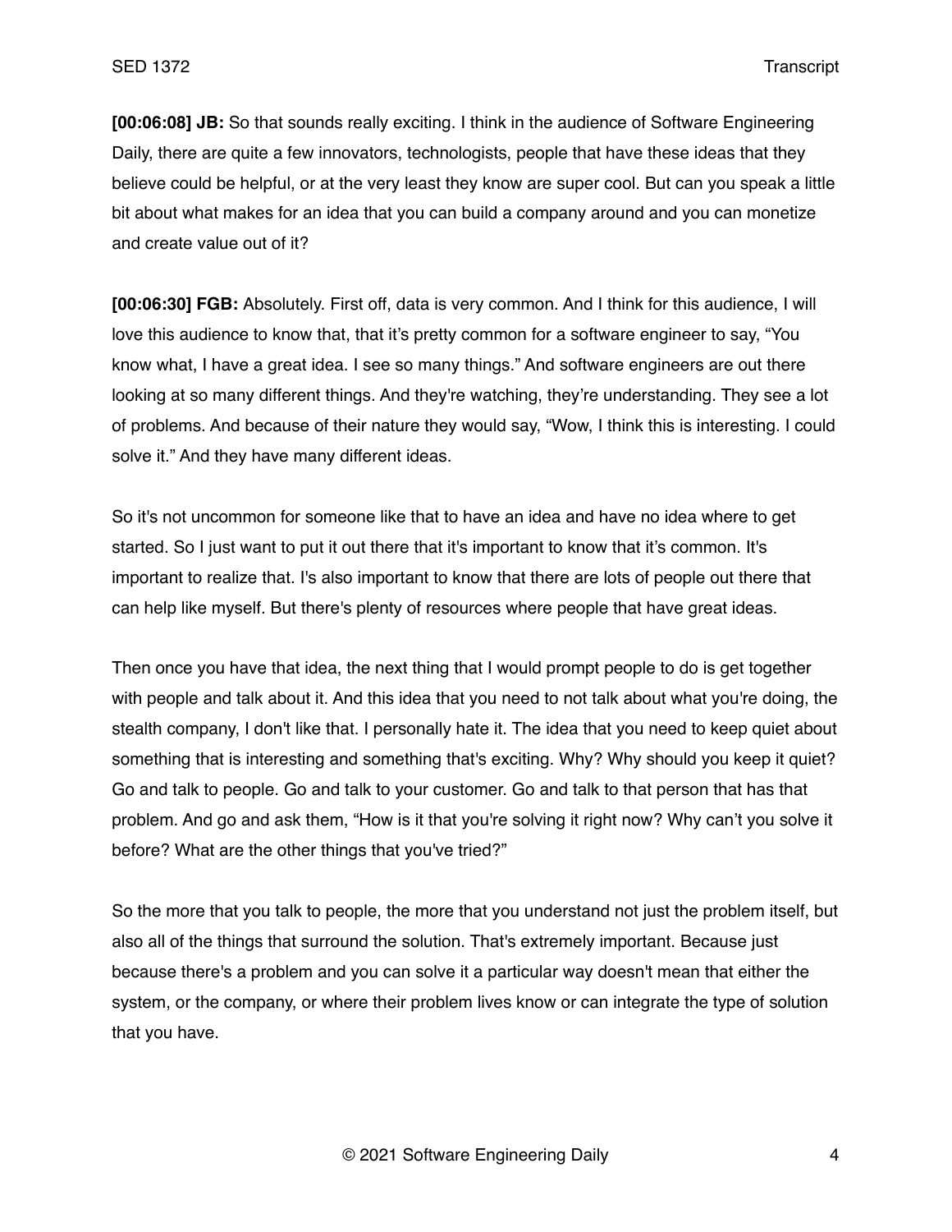**[00:06:08] JB:** So that sounds really exciting. I think in the audience of Software Engineering Daily, there are quite a few innovators, technologists, people that have these ideas that they believe could be helpful, or at the very least they know are super cool. But can you speak a little bit about what makes for an idea that you can build a company around and you can monetize and create value out of it?

**[00:06:30] FGB:** Absolutely. First off, data is very common. And I think for this audience, I will love this audience to know that, that it's pretty common for a software engineer to say, "You know what, I have a great idea. I see so many things." And software engineers are out there looking at so many different things. And they're watching, they're understanding. They see a lot of problems. And because of their nature they would say, "Wow, I think this is interesting. I could solve it." And they have many different ideas.

So it's not uncommon for someone like that to have an idea and have no idea where to get started. So I just want to put it out there that it's important to know that it's common. It's important to realize that. I's also important to know that there are lots of people out there that can help like myself. But there's plenty of resources where people that have great ideas.

Then once you have that idea, the next thing that I would prompt people to do is get together with people and talk about it. And this idea that you need to not talk about what you're doing, the stealth company, I don't like that. I personally hate it. The idea that you need to keep quiet about something that is interesting and something that's exciting. Why? Why should you keep it quiet? Go and talk to people. Go and talk to your customer. Go and talk to that person that has that problem. And go and ask them, "How is it that you're solving it right now? Why can't you solve it before? What are the other things that you've tried?"

So the more that you talk to people, the more that you understand not just the problem itself, but also all of the things that surround the solution. That's extremely important. Because just because there's a problem and you can solve it a particular way doesn't mean that either the system, or the company, or where their problem lives know or can integrate the type of solution that you have.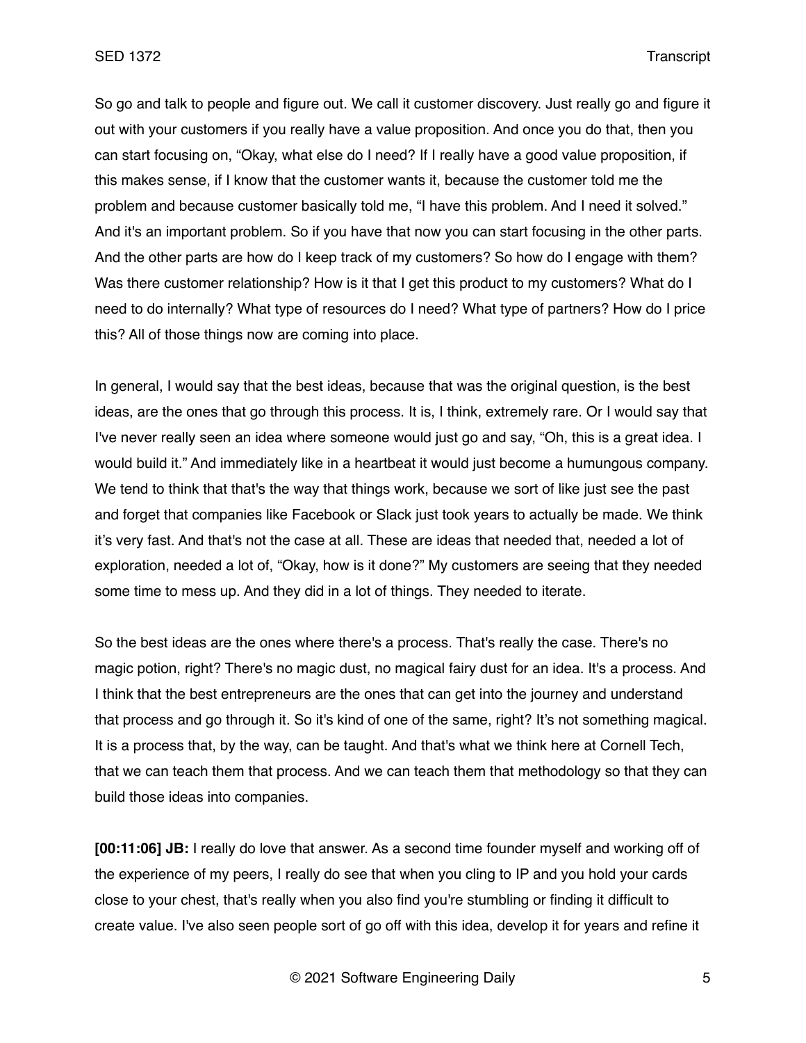So go and talk to people and figure out. We call it customer discovery. Just really go and figure it out with your customers if you really have a value proposition. And once you do that, then you can start focusing on, "Okay, what else do I need? If I really have a good value proposition, if this makes sense, if I know that the customer wants it, because the customer told me the problem and because customer basically told me, "I have this problem. And I need it solved." And it's an important problem. So if you have that now you can start focusing in the other parts. And the other parts are how do I keep track of my customers? So how do I engage with them? Was there customer relationship? How is it that I get this product to my customers? What do I need to do internally? What type of resources do I need? What type of partners? How do I price this? All of those things now are coming into place.

In general, I would say that the best ideas, because that was the original question, is the best ideas, are the ones that go through this process. It is, I think, extremely rare. Or I would say that I've never really seen an idea where someone would just go and say, "Oh, this is a great idea. I would build it." And immediately like in a heartbeat it would just become a humungous company. We tend to think that that's the way that things work, because we sort of like just see the past and forget that companies like Facebook or Slack just took years to actually be made. We think it's very fast. And that's not the case at all. These are ideas that needed that, needed a lot of exploration, needed a lot of, "Okay, how is it done?" My customers are seeing that they needed some time to mess up. And they did in a lot of things. They needed to iterate.

So the best ideas are the ones where there's a process. That's really the case. There's no magic potion, right? There's no magic dust, no magical fairy dust for an idea. It's a process. And I think that the best entrepreneurs are the ones that can get into the journey and understand that process and go through it. So it's kind of one of the same, right? It's not something magical. It is a process that, by the way, can be taught. And that's what we think here at Cornell Tech, that we can teach them that process. And we can teach them that methodology so that they can build those ideas into companies.

**[00:11:06] JB:** I really do love that answer. As a second time founder myself and working off of the experience of my peers, I really do see that when you cling to IP and you hold your cards close to your chest, that's really when you also find you're stumbling or finding it difficult to create value. I've also seen people sort of go off with this idea, develop it for years and refine it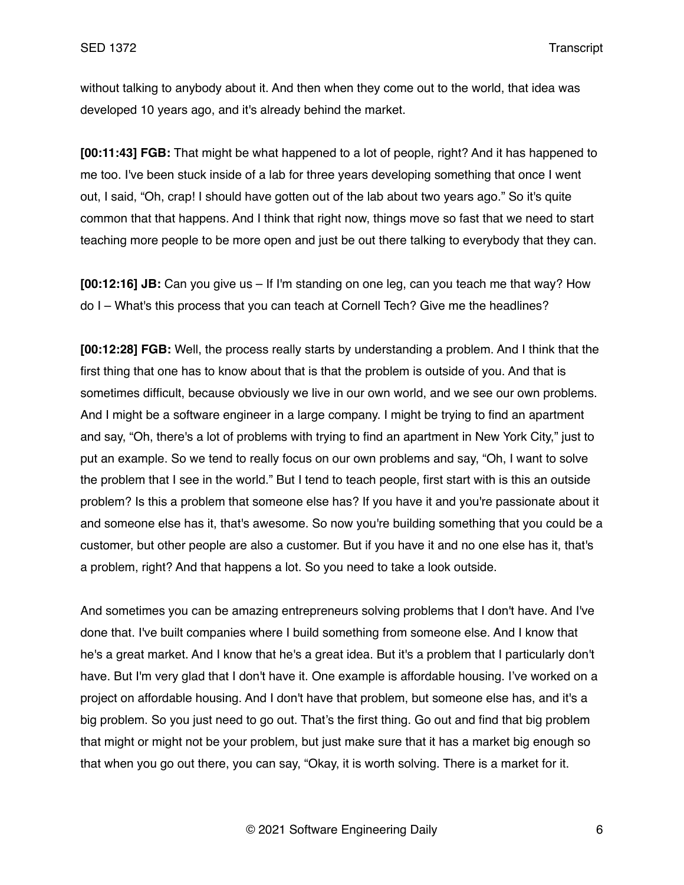without talking to anybody about it. And then when they come out to the world, that idea was developed 10 years ago, and it's already behind the market.

**[00:11:43] FGB:** That might be what happened to a lot of people, right? And it has happened to me too. I've been stuck inside of a lab for three years developing something that once I went out, I said, "Oh, crap! I should have gotten out of the lab about two years ago." So it's quite common that that happens. And I think that right now, things move so fast that we need to start teaching more people to be more open and just be out there talking to everybody that they can.

**[00:12:16] JB:** Can you give us – If I'm standing on one leg, can you teach me that way? How do I – What's this process that you can teach at Cornell Tech? Give me the headlines?

**[00:12:28] FGB:** Well, the process really starts by understanding a problem. And I think that the first thing that one has to know about that is that the problem is outside of you. And that is sometimes difficult, because obviously we live in our own world, and we see our own problems. And I might be a software engineer in a large company. I might be trying to find an apartment and say, "Oh, there's a lot of problems with trying to find an apartment in New York City," just to put an example. So we tend to really focus on our own problems and say, "Oh, I want to solve the problem that I see in the world." But I tend to teach people, first start with is this an outside problem? Is this a problem that someone else has? If you have it and you're passionate about it and someone else has it, that's awesome. So now you're building something that you could be a customer, but other people are also a customer. But if you have it and no one else has it, that's a problem, right? And that happens a lot. So you need to take a look outside.

And sometimes you can be amazing entrepreneurs solving problems that I don't have. And I've done that. I've built companies where I build something from someone else. And I know that he's a great market. And I know that he's a great idea. But it's a problem that I particularly don't have. But I'm very glad that I don't have it. One example is affordable housing. I've worked on a project on affordable housing. And I don't have that problem, but someone else has, and it's a big problem. So you just need to go out. That's the first thing. Go out and find that big problem that might or might not be your problem, but just make sure that it has a market big enough so that when you go out there, you can say, "Okay, it is worth solving. There is a market for it.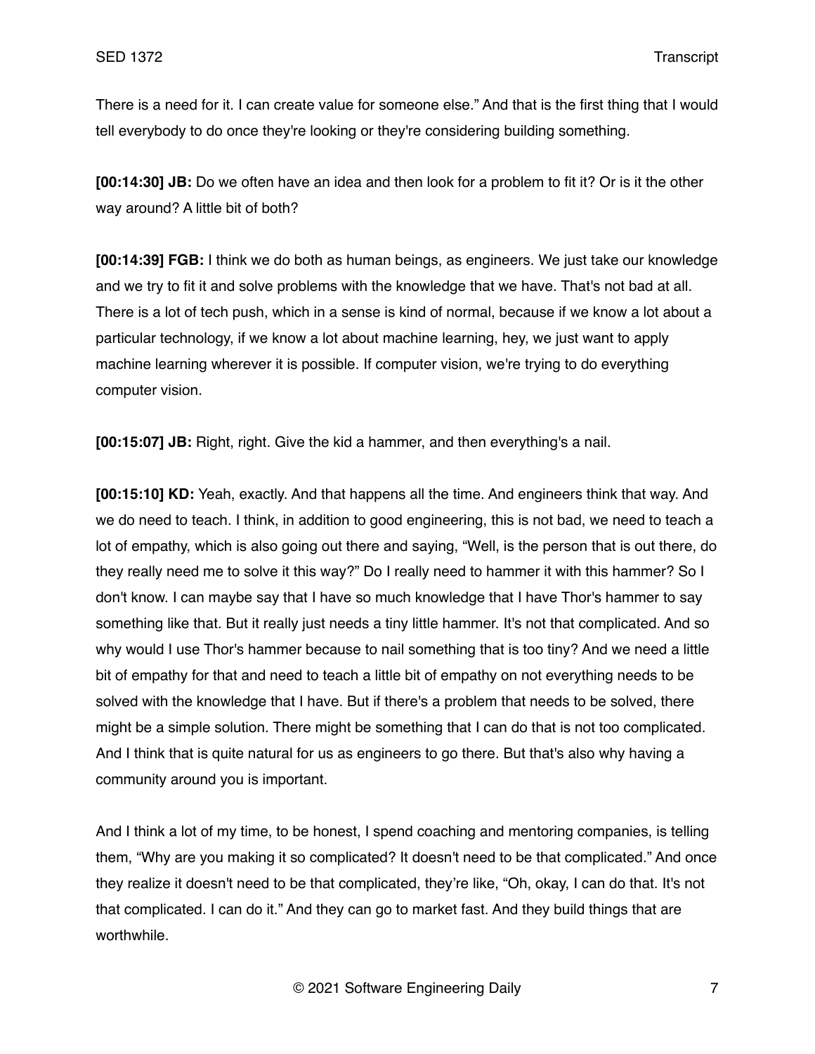There is a need for it. I can create value for someone else." And that is the first thing that I would tell everybody to do once they're looking or they're considering building something.

**[00:14:30] JB:** Do we often have an idea and then look for a problem to fit it? Or is it the other way around? A little bit of both?

**[00:14:39] FGB:** I think we do both as human beings, as engineers. We just take our knowledge and we try to fit it and solve problems with the knowledge that we have. That's not bad at all. There is a lot of tech push, which in a sense is kind of normal, because if we know a lot about a particular technology, if we know a lot about machine learning, hey, we just want to apply machine learning wherever it is possible. If computer vision, we're trying to do everything computer vision.

**[00:15:07] JB:** Right, right. Give the kid a hammer, and then everything's a nail.

**[00:15:10] KD:** Yeah, exactly. And that happens all the time. And engineers think that way. And we do need to teach. I think, in addition to good engineering, this is not bad, we need to teach a lot of empathy, which is also going out there and saying, "Well, is the person that is out there, do they really need me to solve it this way?" Do I really need to hammer it with this hammer? So I don't know. I can maybe say that I have so much knowledge that I have Thor's hammer to say something like that. But it really just needs a tiny little hammer. It's not that complicated. And so why would I use Thor's hammer because to nail something that is too tiny? And we need a little bit of empathy for that and need to teach a little bit of empathy on not everything needs to be solved with the knowledge that I have. But if there's a problem that needs to be solved, there might be a simple solution. There might be something that I can do that is not too complicated. And I think that is quite natural for us as engineers to go there. But that's also why having a community around you is important.

And I think a lot of my time, to be honest, I spend coaching and mentoring companies, is telling them, "Why are you making it so complicated? It doesn't need to be that complicated." And once they realize it doesn't need to be that complicated, they're like, "Oh, okay, I can do that. It's not that complicated. I can do it." And they can go to market fast. And they build things that are worthwhile.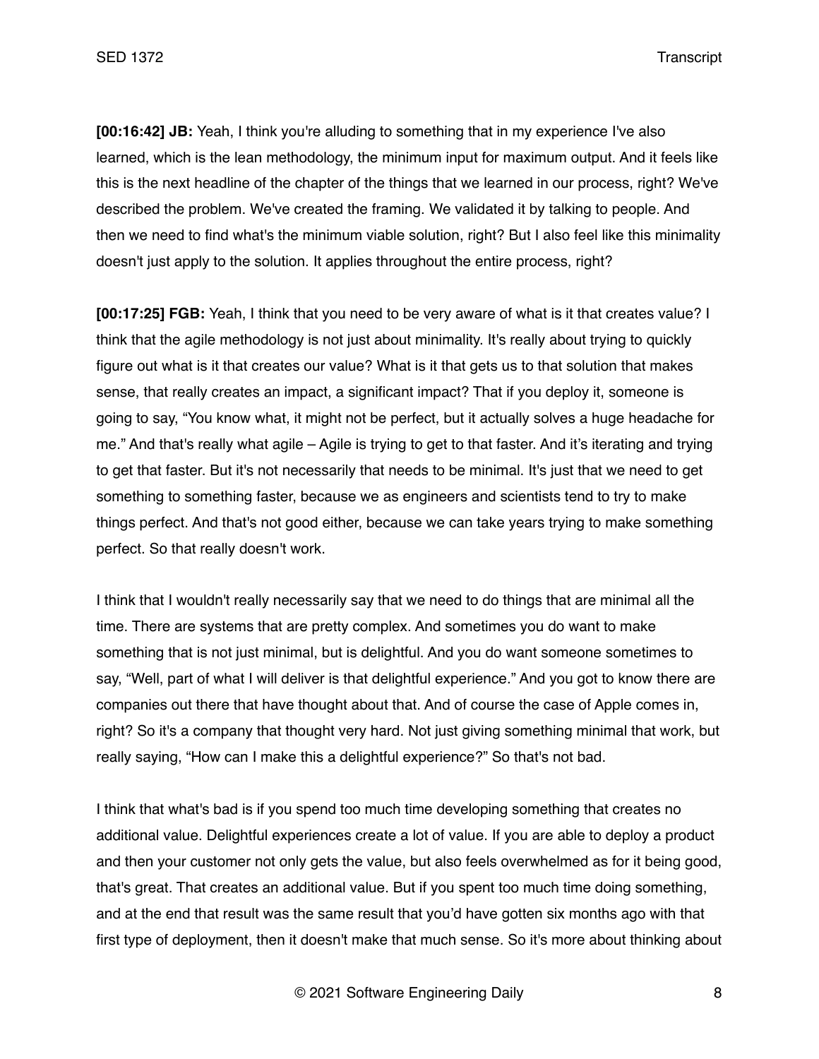**[00:16:42] JB:** Yeah, I think you're alluding to something that in my experience I've also learned, which is the lean methodology, the minimum input for maximum output. And it feels like this is the next headline of the chapter of the things that we learned in our process, right? We've described the problem. We've created the framing. We validated it by talking to people. And then we need to find what's the minimum viable solution, right? But I also feel like this minimality doesn't just apply to the solution. It applies throughout the entire process, right?

**[00:17:25] FGB:** Yeah, I think that you need to be very aware of what is it that creates value? I think that the agile methodology is not just about minimality. It's really about trying to quickly figure out what is it that creates our value? What is it that gets us to that solution that makes sense, that really creates an impact, a significant impact? That if you deploy it, someone is going to say, "You know what, it might not be perfect, but it actually solves a huge headache for me." And that's really what agile – Agile is trying to get to that faster. And it's iterating and trying to get that faster. But it's not necessarily that needs to be minimal. It's just that we need to get something to something faster, because we as engineers and scientists tend to try to make things perfect. And that's not good either, because we can take years trying to make something perfect. So that really doesn't work.

I think that I wouldn't really necessarily say that we need to do things that are minimal all the time. There are systems that are pretty complex. And sometimes you do want to make something that is not just minimal, but is delightful. And you do want someone sometimes to say, "Well, part of what I will deliver is that delightful experience." And you got to know there are companies out there that have thought about that. And of course the case of Apple comes in, right? So it's a company that thought very hard. Not just giving something minimal that work, but really saying, "How can I make this a delightful experience?" So that's not bad.

I think that what's bad is if you spend too much time developing something that creates no additional value. Delightful experiences create a lot of value. If you are able to deploy a product and then your customer not only gets the value, but also feels overwhelmed as for it being good, that's great. That creates an additional value. But if you spent too much time doing something, and at the end that result was the same result that you'd have gotten six months ago with that first type of deployment, then it doesn't make that much sense. So it's more about thinking about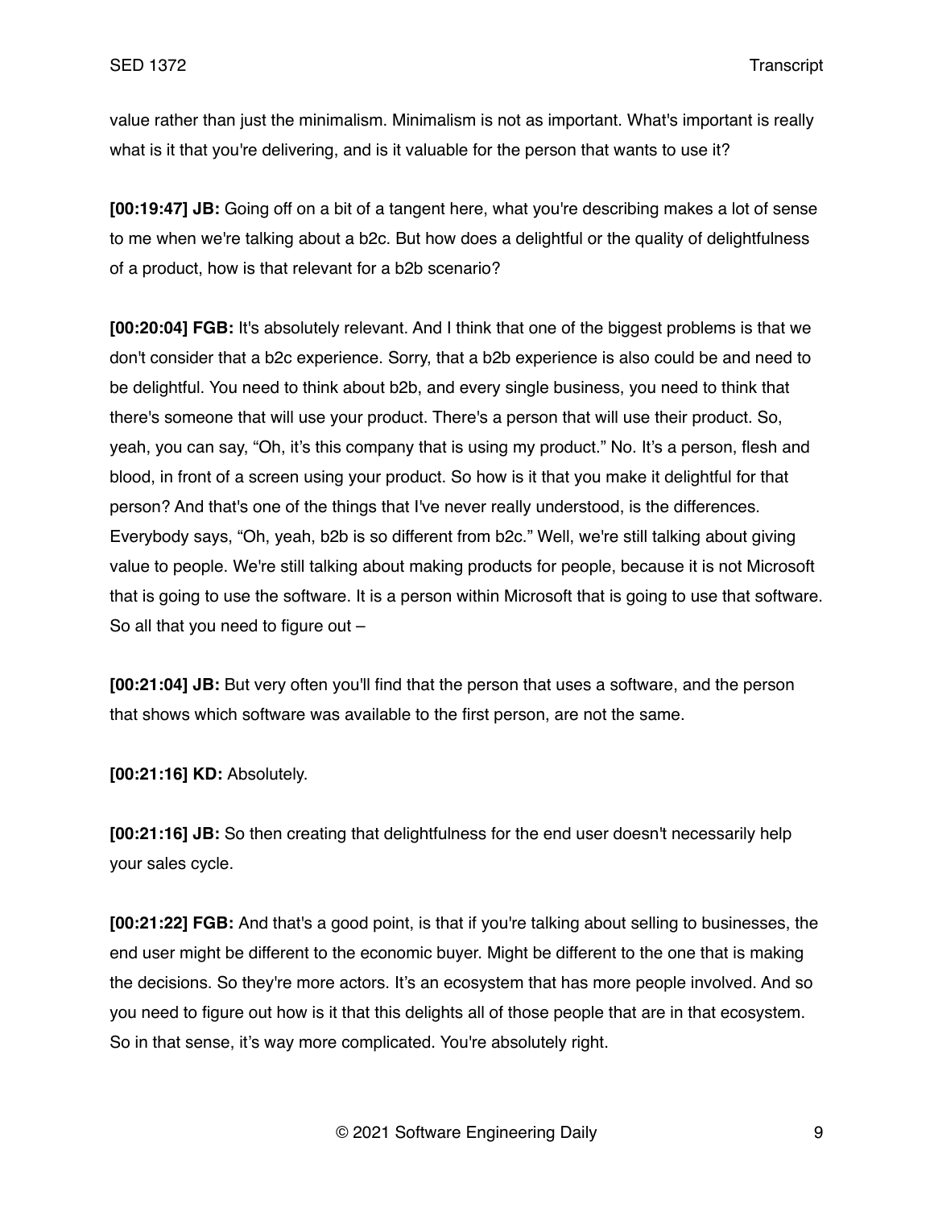value rather than just the minimalism. Minimalism is not as important. What's important is really what is it that you're delivering, and is it valuable for the person that wants to use it?

**[00:19:47] JB:** Going off on a bit of a tangent here, what you're describing makes a lot of sense to me when we're talking about a b2c. But how does a delightful or the quality of delightfulness of a product, how is that relevant for a b2b scenario?

**[00:20:04] FGB:** It's absolutely relevant. And I think that one of the biggest problems is that we don't consider that a b2c experience. Sorry, that a b2b experience is also could be and need to be delightful. You need to think about b2b, and every single business, you need to think that there's someone that will use your product. There's a person that will use their product. So, yeah, you can say, "Oh, it's this company that is using my product." No. It's a person, flesh and blood, in front of a screen using your product. So how is it that you make it delightful for that person? And that's one of the things that I've never really understood, is the differences. Everybody says, "Oh, yeah, b2b is so different from b2c." Well, we're still talking about giving value to people. We're still talking about making products for people, because it is not Microsoft that is going to use the software. It is a person within Microsoft that is going to use that software. So all that you need to figure out –

**[00:21:04] JB:** But very often you'll find that the person that uses a software, and the person that shows which software was available to the first person, are not the same.

**[00:21:16] KD:** Absolutely.

**[00:21:16] JB:** So then creating that delightfulness for the end user doesn't necessarily help your sales cycle.

**[00:21:22] FGB:** And that's a good point, is that if you're talking about selling to businesses, the end user might be different to the economic buyer. Might be different to the one that is making the decisions. So they're more actors. It's an ecosystem that has more people involved. And so you need to figure out how is it that this delights all of those people that are in that ecosystem. So in that sense, it's way more complicated. You're absolutely right.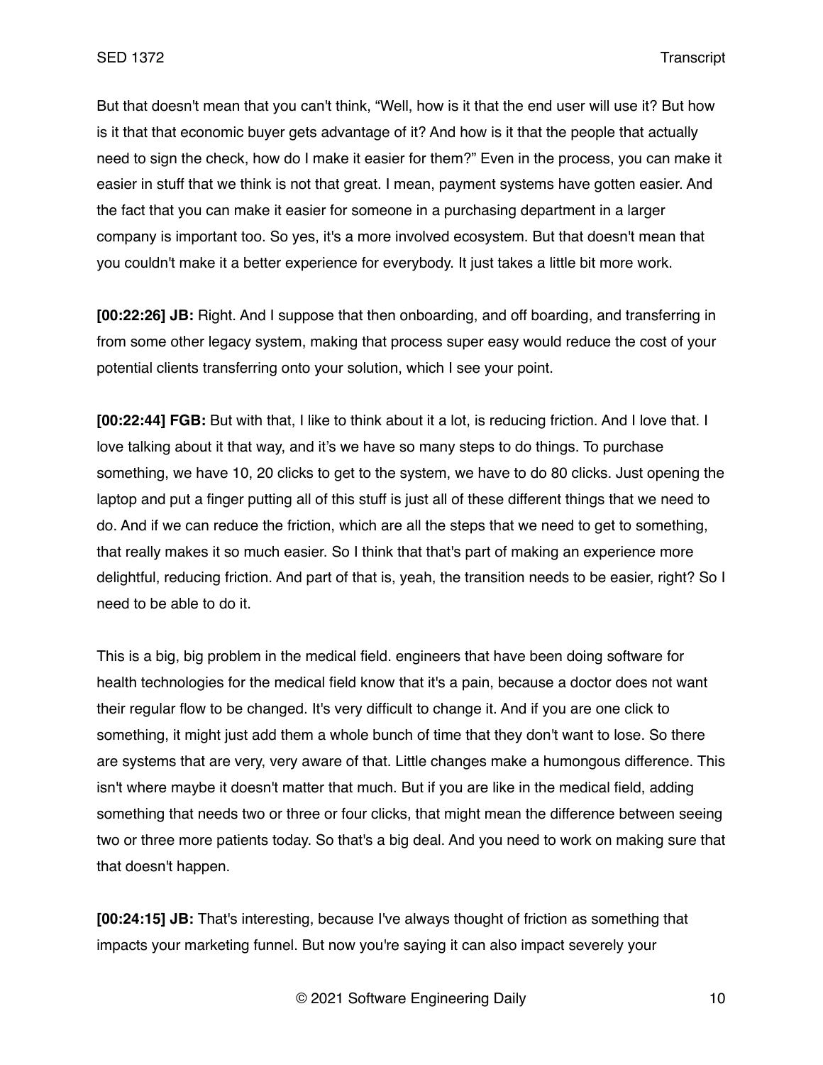But that doesn't mean that you can't think, "Well, how is it that the end user will use it? But how is it that that economic buyer gets advantage of it? And how is it that the people that actually need to sign the check, how do I make it easier for them?" Even in the process, you can make it easier in stuff that we think is not that great. I mean, payment systems have gotten easier. And the fact that you can make it easier for someone in a purchasing department in a larger company is important too. So yes, it's a more involved ecosystem. But that doesn't mean that you couldn't make it a better experience for everybody. It just takes a little bit more work.

**[00:22:26] JB:** Right. And I suppose that then onboarding, and off boarding, and transferring in from some other legacy system, making that process super easy would reduce the cost of your potential clients transferring onto your solution, which I see your point.

**[00:22:44] FGB:** But with that, I like to think about it a lot, is reducing friction. And I love that. I love talking about it that way, and it's we have so many steps to do things. To purchase something, we have 10, 20 clicks to get to the system, we have to do 80 clicks. Just opening the laptop and put a finger putting all of this stuff is just all of these different things that we need to do. And if we can reduce the friction, which are all the steps that we need to get to something, that really makes it so much easier. So I think that that's part of making an experience more delightful, reducing friction. And part of that is, yeah, the transition needs to be easier, right? So I need to be able to do it.

This is a big, big problem in the medical field. engineers that have been doing software for health technologies for the medical field know that it's a pain, because a doctor does not want their regular flow to be changed. It's very difficult to change it. And if you are one click to something, it might just add them a whole bunch of time that they don't want to lose. So there are systems that are very, very aware of that. Little changes make a humongous difference. This isn't where maybe it doesn't matter that much. But if you are like in the medical field, adding something that needs two or three or four clicks, that might mean the difference between seeing two or three more patients today. So that's a big deal. And you need to work on making sure that that doesn't happen.

**[00:24:15] JB:** That's interesting, because I've always thought of friction as something that impacts your marketing funnel. But now you're saying it can also impact severely your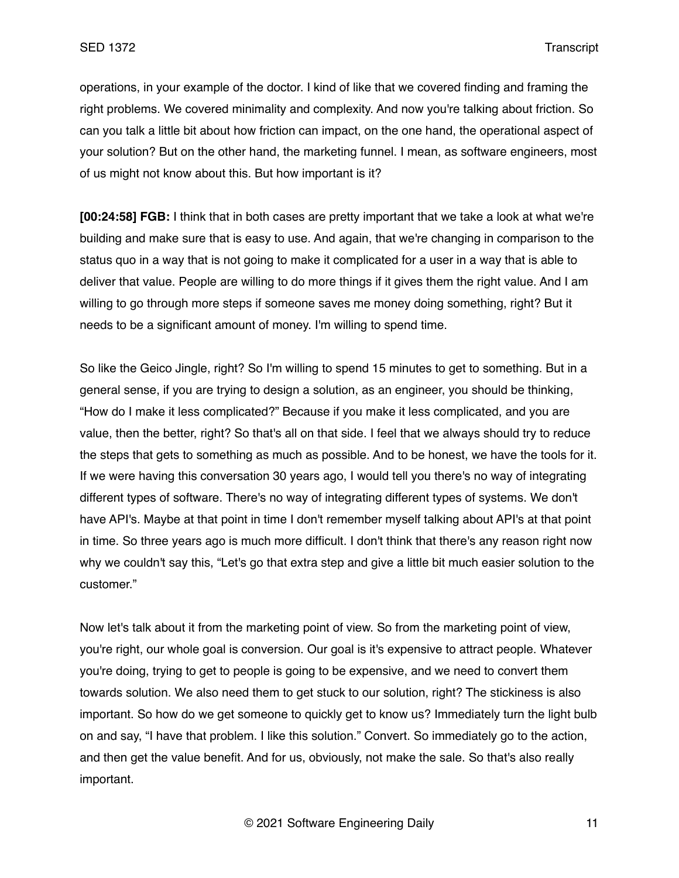operations, in your example of the doctor. I kind of like that we covered finding and framing the right problems. We covered minimality and complexity. And now you're talking about friction. So can you talk a little bit about how friction can impact, on the one hand, the operational aspect of your solution? But on the other hand, the marketing funnel. I mean, as software engineers, most of us might not know about this. But how important is it?

**[00:24:58] FGB:** I think that in both cases are pretty important that we take a look at what we're building and make sure that is easy to use. And again, that we're changing in comparison to the status quo in a way that is not going to make it complicated for a user in a way that is able to deliver that value. People are willing to do more things if it gives them the right value. And I am willing to go through more steps if someone saves me money doing something, right? But it needs to be a significant amount of money. I'm willing to spend time.

So like the Geico Jingle, right? So I'm willing to spend 15 minutes to get to something. But in a general sense, if you are trying to design a solution, as an engineer, you should be thinking, "How do I make it less complicated?" Because if you make it less complicated, and you are value, then the better, right? So that's all on that side. I feel that we always should try to reduce the steps that gets to something as much as possible. And to be honest, we have the tools for it. If we were having this conversation 30 years ago, I would tell you there's no way of integrating different types of software. There's no way of integrating different types of systems. We don't have API's. Maybe at that point in time I don't remember myself talking about API's at that point in time. So three years ago is much more difficult. I don't think that there's any reason right now why we couldn't say this, "Let's go that extra step and give a little bit much easier solution to the customer."

Now let's talk about it from the marketing point of view. So from the marketing point of view, you're right, our whole goal is conversion. Our goal is it's expensive to attract people. Whatever you're doing, trying to get to people is going to be expensive, and we need to convert them towards solution. We also need them to get stuck to our solution, right? The stickiness is also important. So how do we get someone to quickly get to know us? Immediately turn the light bulb on and say, "I have that problem. I like this solution." Convert. So immediately go to the action, and then get the value benefit. And for us, obviously, not make the sale. So that's also really important.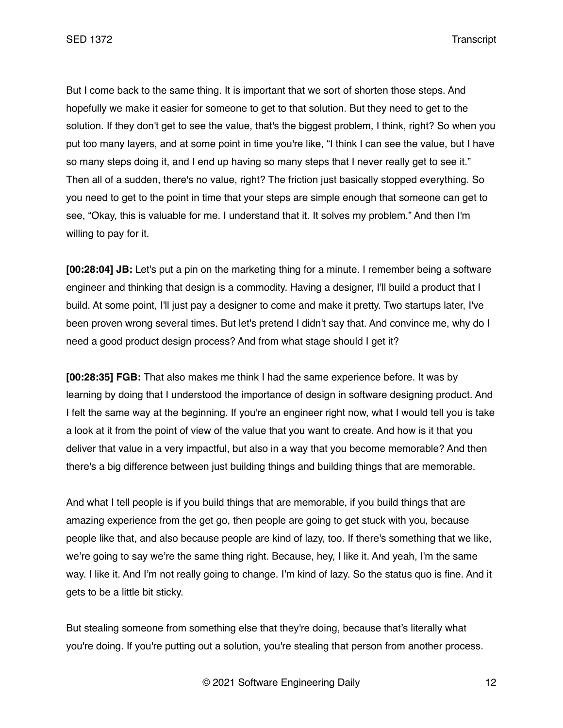But I come back to the same thing. It is important that we sort of shorten those steps. And hopefully we make it easier for someone to get to that solution. But they need to get to the solution. If they don't get to see the value, that's the biggest problem, I think, right? So when you put too many layers, and at some point in time you're like, "I think I can see the value, but I have so many steps doing it, and I end up having so many steps that I never really get to see it." Then all of a sudden, there's no value, right? The friction just basically stopped everything. So you need to get to the point in time that your steps are simple enough that someone can get to see, "Okay, this is valuable for me. I understand that it. It solves my problem." And then I'm willing to pay for it.

**[00:28:04] JB:** Let's put a pin on the marketing thing for a minute. I remember being a software engineer and thinking that design is a commodity. Having a designer, I'll build a product that I build. At some point, I'll just pay a designer to come and make it pretty. Two startups later, I've been proven wrong several times. But let's pretend I didn't say that. And convince me, why do I need a good product design process? And from what stage should I get it?

**[00:28:35] FGB:** That also makes me think I had the same experience before. It was by learning by doing that I understood the importance of design in software designing product. And I felt the same way at the beginning. If you're an engineer right now, what I would tell you is take a look at it from the point of view of the value that you want to create. And how is it that you deliver that value in a very impactful, but also in a way that you become memorable? And then there's a big difference between just building things and building things that are memorable.

And what I tell people is if you build things that are memorable, if you build things that are amazing experience from the get go, then people are going to get stuck with you, because people like that, and also because people are kind of lazy, too. If there's something that we like, we're going to say we're the same thing right. Because, hey, I like it. And yeah, I'm the same way. I like it. And I'm not really going to change. I'm kind of lazy. So the status quo is fine. And it gets to be a little bit sticky.

But stealing someone from something else that they're doing, because that's literally what you're doing. If you're putting out a solution, you're stealing that person from another process.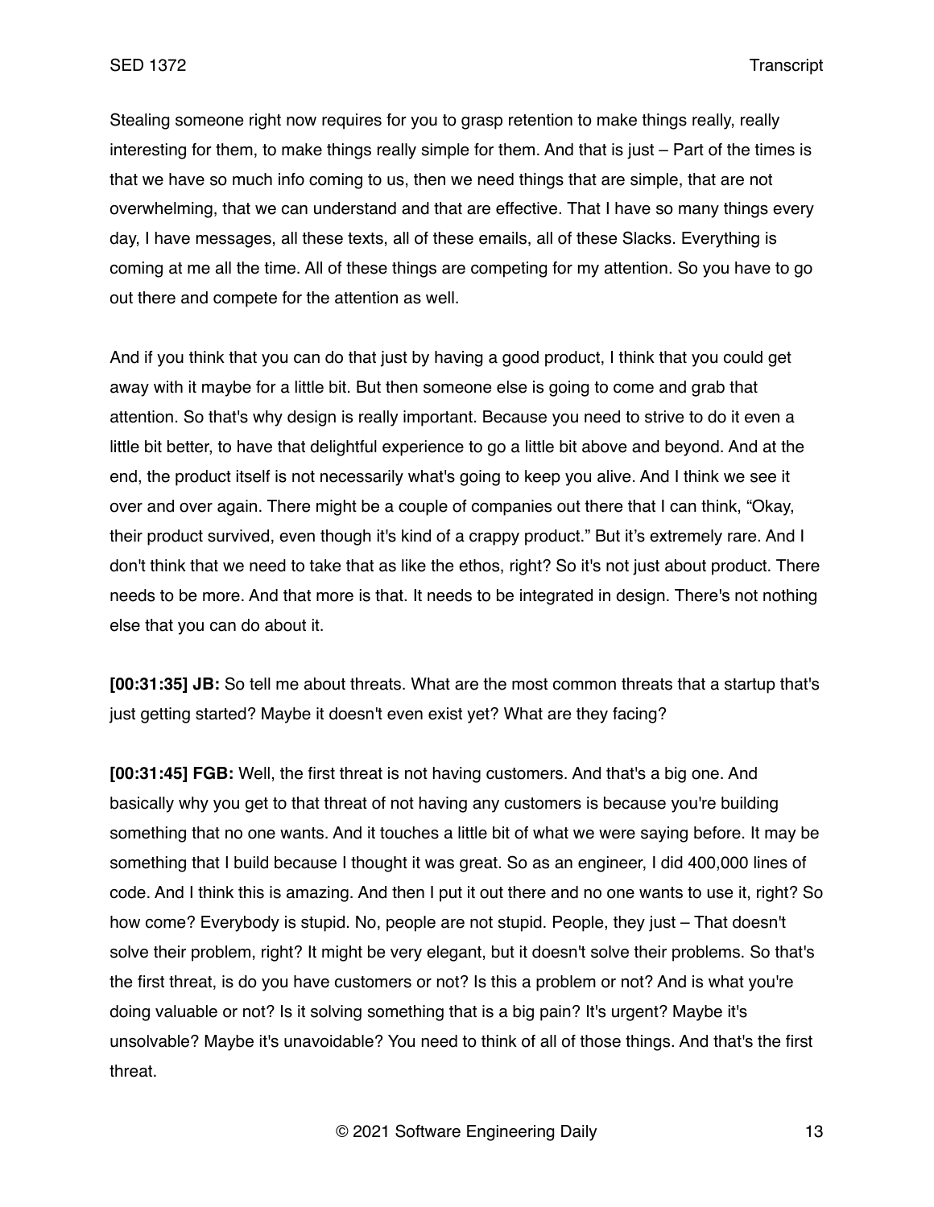Stealing someone right now requires for you to grasp retention to make things really, really interesting for them, to make things really simple for them. And that is just – Part of the times is that we have so much info coming to us, then we need things that are simple, that are not overwhelming, that we can understand and that are effective. That I have so many things every day, I have messages, all these texts, all of these emails, all of these Slacks. Everything is coming at me all the time. All of these things are competing for my attention. So you have to go out there and compete for the attention as well.

And if you think that you can do that just by having a good product, I think that you could get away with it maybe for a little bit. But then someone else is going to come and grab that attention. So that's why design is really important. Because you need to strive to do it even a little bit better, to have that delightful experience to go a little bit above and beyond. And at the end, the product itself is not necessarily what's going to keep you alive. And I think we see it over and over again. There might be a couple of companies out there that I can think, "Okay, their product survived, even though it's kind of a crappy product." But it's extremely rare. And I don't think that we need to take that as like the ethos, right? So it's not just about product. There needs to be more. And that more is that. It needs to be integrated in design. There's not nothing else that you can do about it.

**[00:31:35] JB:** So tell me about threats. What are the most common threats that a startup that's just getting started? Maybe it doesn't even exist yet? What are they facing?

**[00:31:45] FGB:** Well, the first threat is not having customers. And that's a big one. And basically why you get to that threat of not having any customers is because you're building something that no one wants. And it touches a little bit of what we were saying before. It may be something that I build because I thought it was great. So as an engineer, I did 400,000 lines of code. And I think this is amazing. And then I put it out there and no one wants to use it, right? So how come? Everybody is stupid. No, people are not stupid. People, they just – That doesn't solve their problem, right? It might be very elegant, but it doesn't solve their problems. So that's the first threat, is do you have customers or not? Is this a problem or not? And is what you're doing valuable or not? Is it solving something that is a big pain? It's urgent? Maybe it's unsolvable? Maybe it's unavoidable? You need to think of all of those things. And that's the first threat.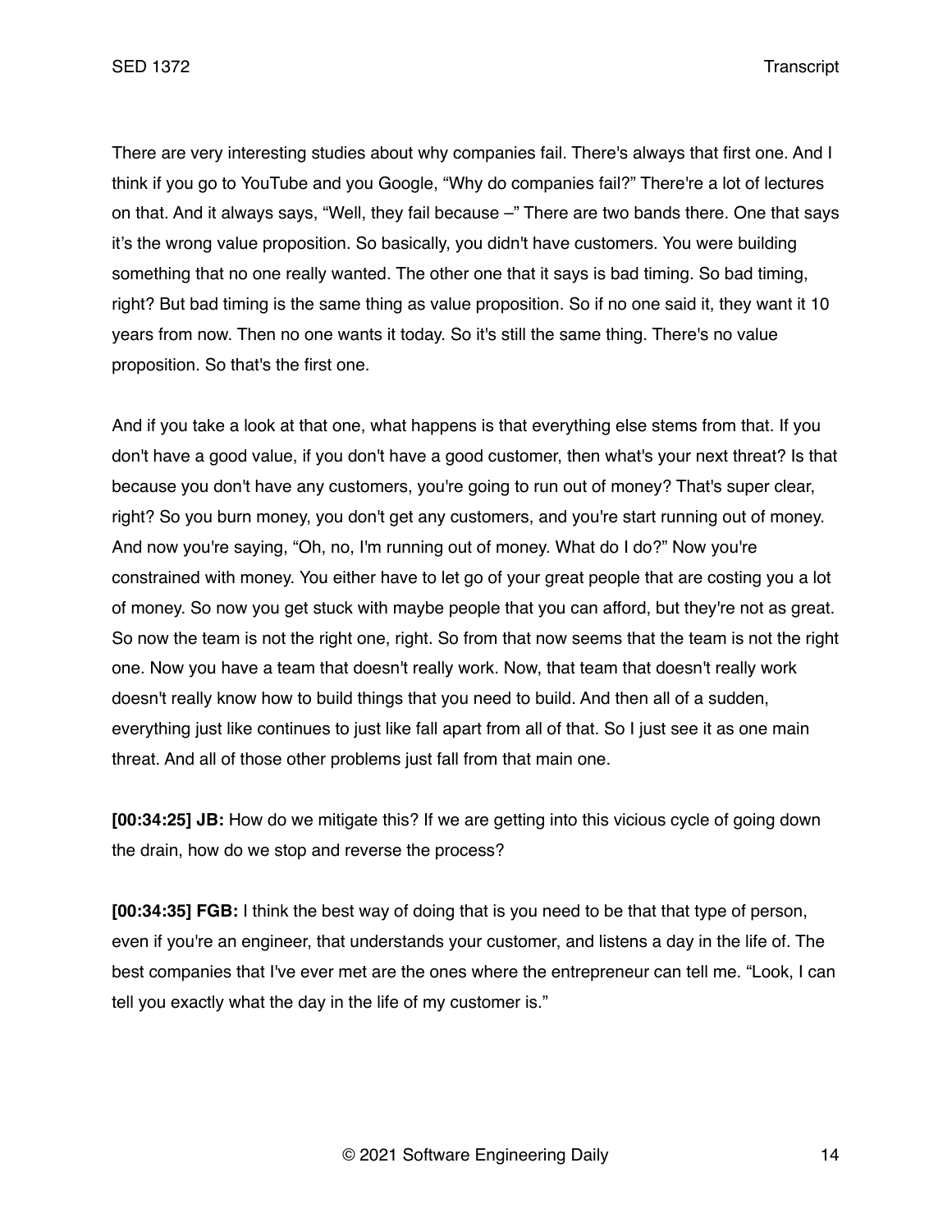There are very interesting studies about why companies fail. There's always that first one. And I think if you go to YouTube and you Google, "Why do companies fail?" There're a lot of lectures on that. And it always says, "Well, they fail because –" There are two bands there. One that says it's the wrong value proposition. So basically, you didn't have customers. You were building something that no one really wanted. The other one that it says is bad timing. So bad timing, right? But bad timing is the same thing as value proposition. So if no one said it, they want it 10 years from now. Then no one wants it today. So it's still the same thing. There's no value proposition. So that's the first one.

And if you take a look at that one, what happens is that everything else stems from that. If you don't have a good value, if you don't have a good customer, then what's your next threat? Is that because you don't have any customers, you're going to run out of money? That's super clear, right? So you burn money, you don't get any customers, and you're start running out of money. And now you're saying, "Oh, no, I'm running out of money. What do I do?" Now you're constrained with money. You either have to let go of your great people that are costing you a lot of money. So now you get stuck with maybe people that you can afford, but they're not as great. So now the team is not the right one, right. So from that now seems that the team is not the right one. Now you have a team that doesn't really work. Now, that team that doesn't really work doesn't really know how to build things that you need to build. And then all of a sudden, everything just like continues to just like fall apart from all of that. So I just see it as one main threat. And all of those other problems just fall from that main one.

**[00:34:25] JB:** How do we mitigate this? If we are getting into this vicious cycle of going down the drain, how do we stop and reverse the process?

**[00:34:35] FGB:** I think the best way of doing that is you need to be that that type of person, even if you're an engineer, that understands your customer, and listens a day in the life of. The best companies that I've ever met are the ones where the entrepreneur can tell me. "Look, I can tell you exactly what the day in the life of my customer is."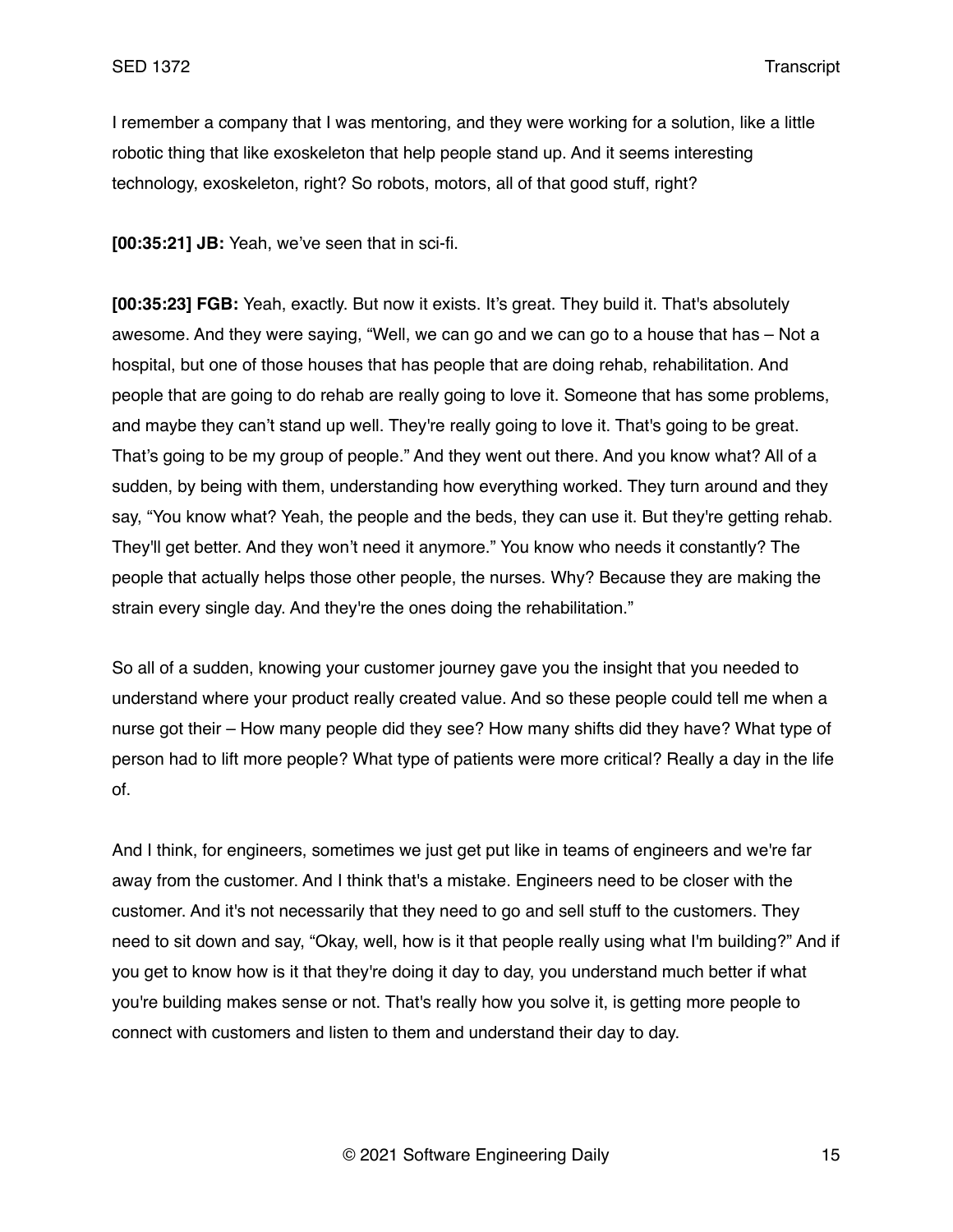I remember a company that I was mentoring, and they were working for a solution, like a little robotic thing that like exoskeleton that help people stand up. And it seems interesting technology, exoskeleton, right? So robots, motors, all of that good stuff, right?

**[00:35:21] JB:** Yeah, we've seen that in sci-fi.

**[00:35:23] FGB:** Yeah, exactly. But now it exists. It's great. They build it. That's absolutely awesome. And they were saying, "Well, we can go and we can go to a house that has – Not a hospital, but one of those houses that has people that are doing rehab, rehabilitation. And people that are going to do rehab are really going to love it. Someone that has some problems, and maybe they can't stand up well. They're really going to love it. That's going to be great. That's going to be my group of people." And they went out there. And you know what? All of a sudden, by being with them, understanding how everything worked. They turn around and they say, "You know what? Yeah, the people and the beds, they can use it. But they're getting rehab. They'll get better. And they won't need it anymore." You know who needs it constantly? The people that actually helps those other people, the nurses. Why? Because they are making the strain every single day. And they're the ones doing the rehabilitation."

So all of a sudden, knowing your customer journey gave you the insight that you needed to understand where your product really created value. And so these people could tell me when a nurse got their – How many people did they see? How many shifts did they have? What type of person had to lift more people? What type of patients were more critical? Really a day in the life of.

And I think, for engineers, sometimes we just get put like in teams of engineers and we're far away from the customer. And I think that's a mistake. Engineers need to be closer with the customer. And it's not necessarily that they need to go and sell stuff to the customers. They need to sit down and say, "Okay, well, how is it that people really using what I'm building?" And if you get to know how is it that they're doing it day to day, you understand much better if what you're building makes sense or not. That's really how you solve it, is getting more people to connect with customers and listen to them and understand their day to day.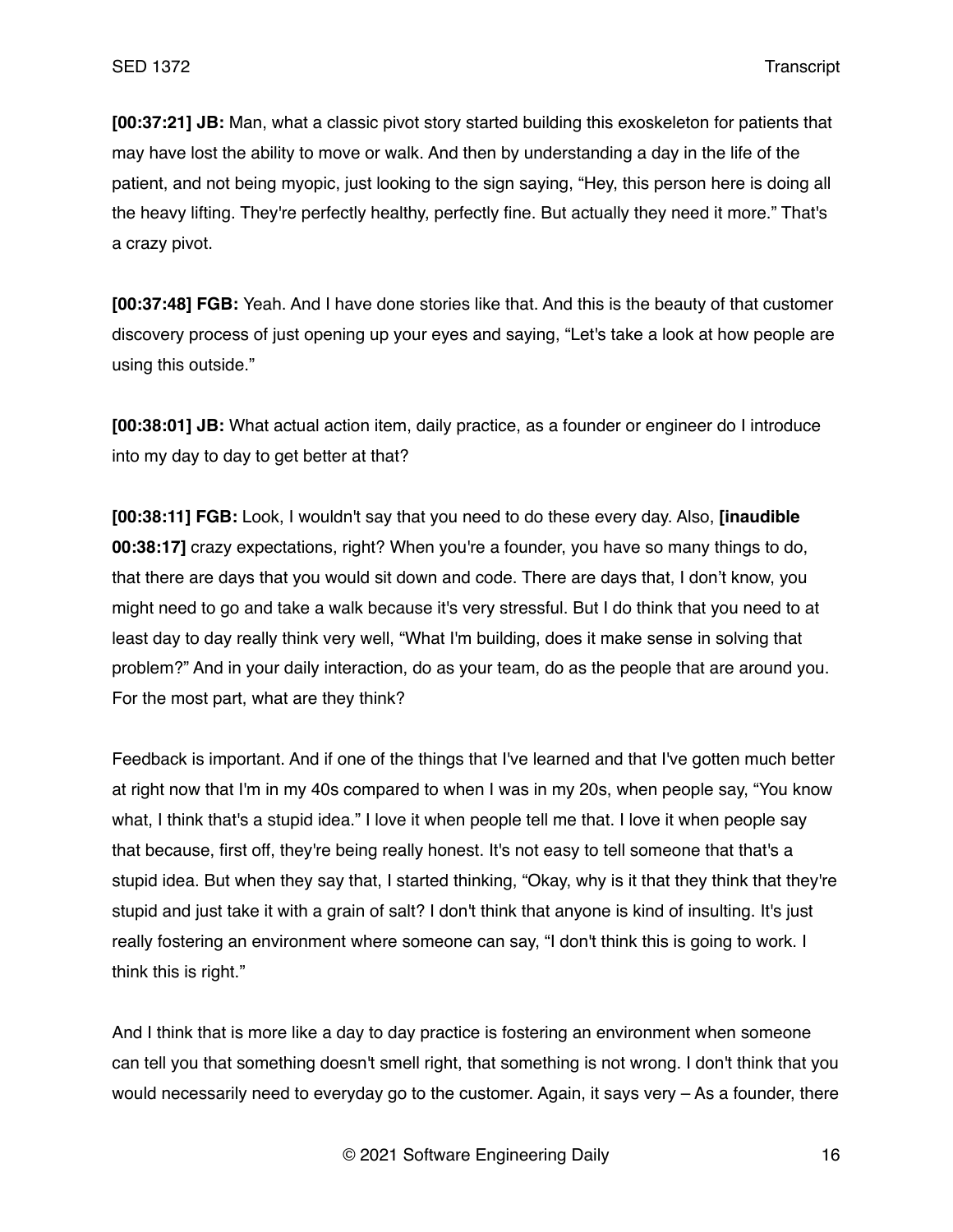**[00:37:21] JB:** Man, what a classic pivot story started building this exoskeleton for patients that may have lost the ability to move or walk. And then by understanding a day in the life of the patient, and not being myopic, just looking to the sign saying, "Hey, this person here is doing all the heavy lifting. They're perfectly healthy, perfectly fine. But actually they need it more." That's a crazy pivot.

**[00:37:48] FGB:** Yeah. And I have done stories like that. And this is the beauty of that customer discovery process of just opening up your eyes and saying, "Let's take a look at how people are using this outside."

**[00:38:01] JB:** What actual action item, daily practice, as a founder or engineer do I introduce into my day to day to get better at that?

**[00:38:11] FGB:** Look, I wouldn't say that you need to do these every day. Also, **[inaudible 00:38:17]** crazy expectations, right? When you're a founder, you have so many things to do, that there are days that you would sit down and code. There are days that, I don't know, you might need to go and take a walk because it's very stressful. But I do think that you need to at least day to day really think very well, "What I'm building, does it make sense in solving that problem?" And in your daily interaction, do as your team, do as the people that are around you. For the most part, what are they think?

Feedback is important. And if one of the things that I've learned and that I've gotten much better at right now that I'm in my 40s compared to when I was in my 20s, when people say, "You know what, I think that's a stupid idea." I love it when people tell me that. I love it when people say that because, first off, they're being really honest. It's not easy to tell someone that that's a stupid idea. But when they say that, I started thinking, "Okay, why is it that they think that they're stupid and just take it with a grain of salt? I don't think that anyone is kind of insulting. It's just really fostering an environment where someone can say, "I don't think this is going to work. I think this is right."

And I think that is more like a day to day practice is fostering an environment when someone can tell you that something doesn't smell right, that something is not wrong. I don't think that you would necessarily need to everyday go to the customer. Again, it says very – As a founder, there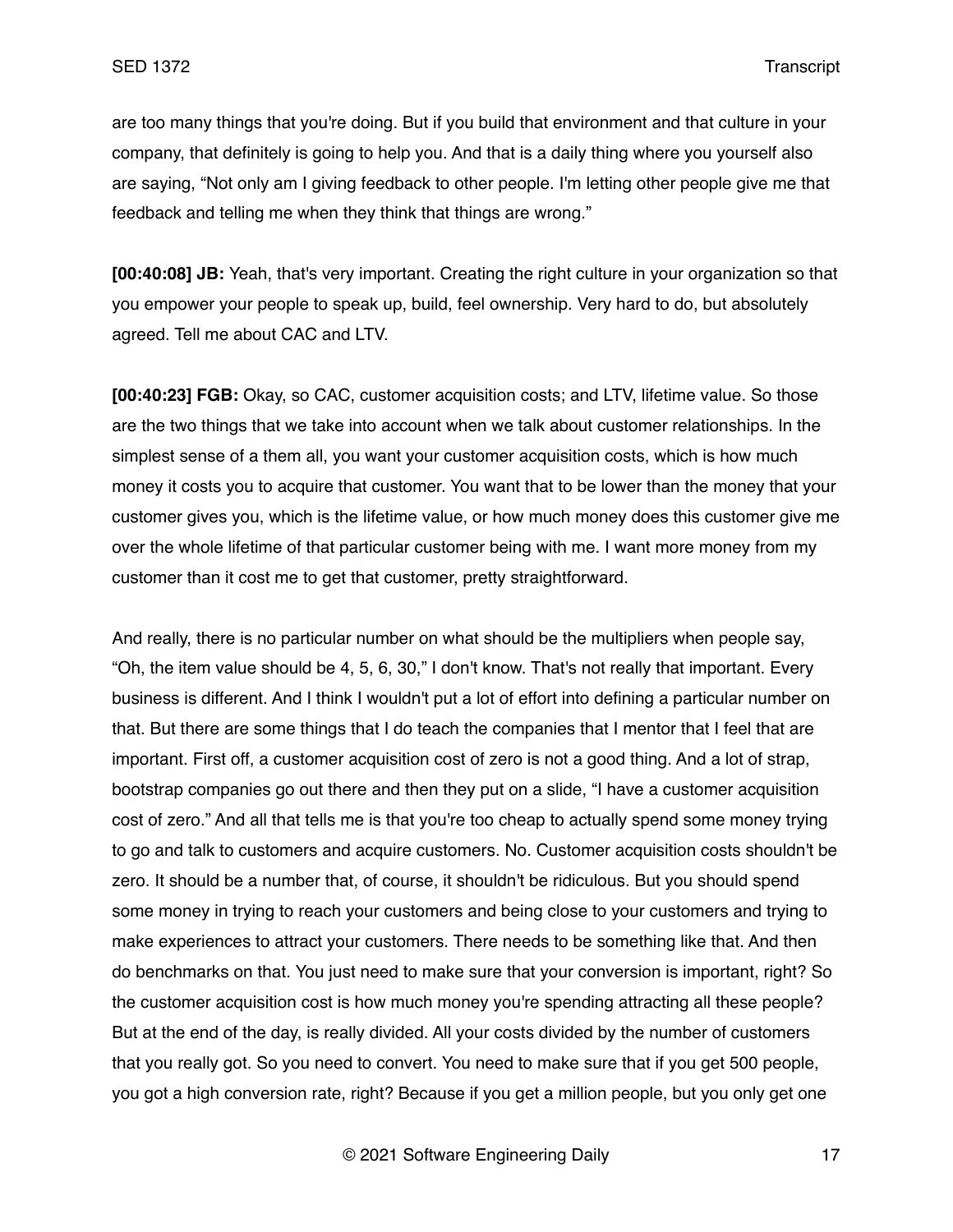are too many things that you're doing. But if you build that environment and that culture in your company, that definitely is going to help you. And that is a daily thing where you yourself also are saying, "Not only am I giving feedback to other people. I'm letting other people give me that feedback and telling me when they think that things are wrong."

**[00:40:08] JB:** Yeah, that's very important. Creating the right culture in your organization so that you empower your people to speak up, build, feel ownership. Very hard to do, but absolutely agreed. Tell me about CAC and LTV.

**[00:40:23] FGB:** Okay, so CAC, customer acquisition costs; and LTV, lifetime value. So those are the two things that we take into account when we talk about customer relationships. In the simplest sense of a them all, you want your customer acquisition costs, which is how much money it costs you to acquire that customer. You want that to be lower than the money that your customer gives you, which is the lifetime value, or how much money does this customer give me over the whole lifetime of that particular customer being with me. I want more money from my customer than it cost me to get that customer, pretty straightforward.

And really, there is no particular number on what should be the multipliers when people say, "Oh, the item value should be 4, 5, 6, 30," I don't know. That's not really that important. Every business is different. And I think I wouldn't put a lot of effort into defining a particular number on that. But there are some things that I do teach the companies that I mentor that I feel that are important. First off, a customer acquisition cost of zero is not a good thing. And a lot of strap, bootstrap companies go out there and then they put on a slide, "I have a customer acquisition cost of zero." And all that tells me is that you're too cheap to actually spend some money trying to go and talk to customers and acquire customers. No. Customer acquisition costs shouldn't be zero. It should be a number that, of course, it shouldn't be ridiculous. But you should spend some money in trying to reach your customers and being close to your customers and trying to make experiences to attract your customers. There needs to be something like that. And then do benchmarks on that. You just need to make sure that your conversion is important, right? So the customer acquisition cost is how much money you're spending attracting all these people? But at the end of the day, is really divided. All your costs divided by the number of customers that you really got. So you need to convert. You need to make sure that if you get 500 people, you got a high conversion rate, right? Because if you get a million people, but you only get one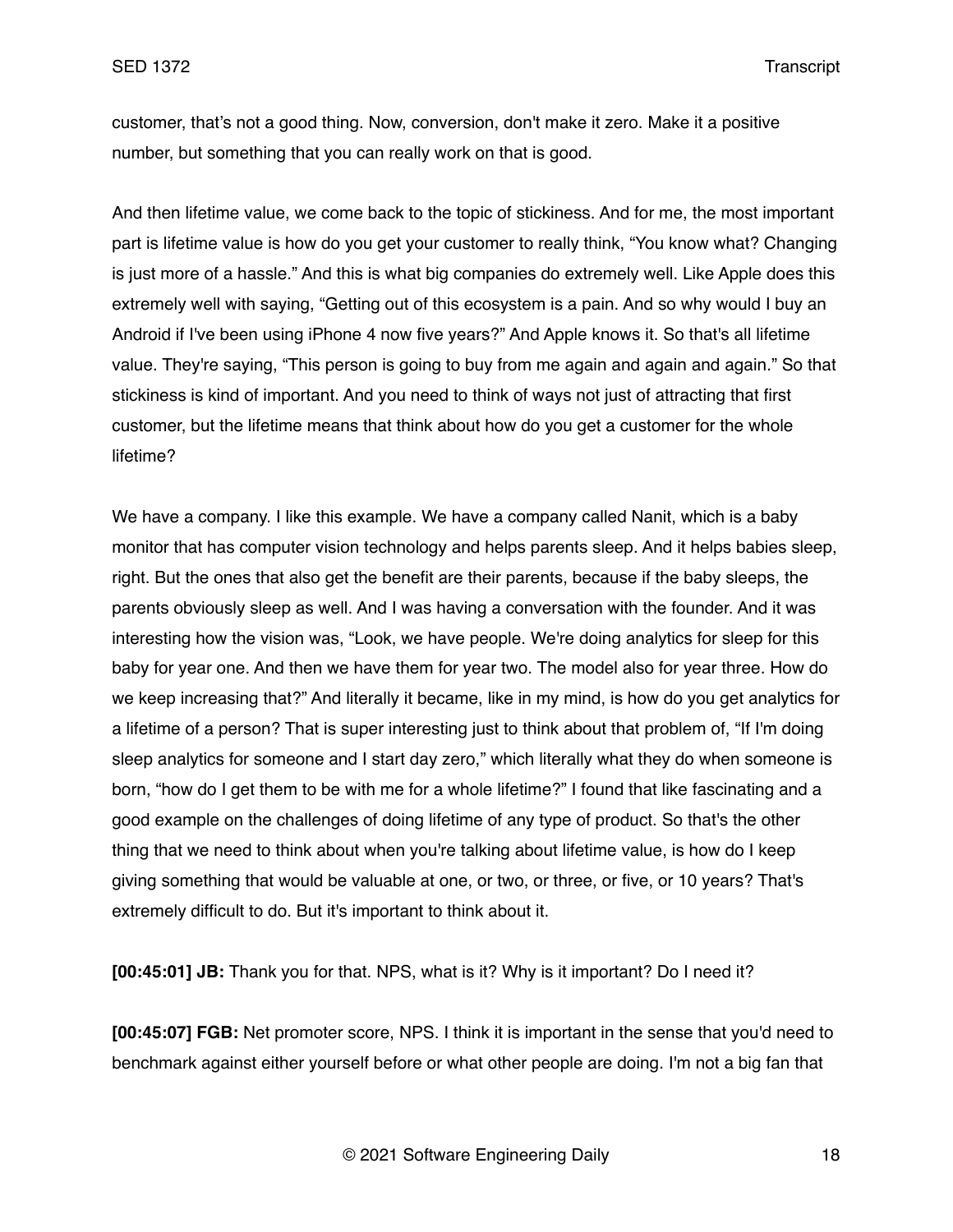customer, that's not a good thing. Now, conversion, don't make it zero. Make it a positive number, but something that you can really work on that is good.

And then lifetime value, we come back to the topic of stickiness. And for me, the most important part is lifetime value is how do you get your customer to really think, "You know what? Changing is just more of a hassle." And this is what big companies do extremely well. Like Apple does this extremely well with saying, "Getting out of this ecosystem is a pain. And so why would I buy an Android if I've been using iPhone 4 now five years?" And Apple knows it. So that's all lifetime value. They're saying, "This person is going to buy from me again and again and again." So that stickiness is kind of important. And you need to think of ways not just of attracting that first customer, but the lifetime means that think about how do you get a customer for the whole lifetime?

We have a company. I like this example. We have a company called Nanit, which is a baby monitor that has computer vision technology and helps parents sleep. And it helps babies sleep, right. But the ones that also get the benefit are their parents, because if the baby sleeps, the parents obviously sleep as well. And I was having a conversation with the founder. And it was interesting how the vision was, "Look, we have people. We're doing analytics for sleep for this baby for year one. And then we have them for year two. The model also for year three. How do we keep increasing that?" And literally it became, like in my mind, is how do you get analytics for a lifetime of a person? That is super interesting just to think about that problem of, "If I'm doing sleep analytics for someone and I start day zero," which literally what they do when someone is born, "how do I get them to be with me for a whole lifetime?" I found that like fascinating and a good example on the challenges of doing lifetime of any type of product. So that's the other thing that we need to think about when you're talking about lifetime value, is how do I keep giving something that would be valuable at one, or two, or three, or five, or 10 years? That's extremely difficult to do. But it's important to think about it.

**[00:45:01] JB:** Thank you for that. NPS, what is it? Why is it important? Do I need it?

**[00:45:07] FGB:** Net promoter score, NPS. I think it is important in the sense that you'd need to benchmark against either yourself before or what other people are doing. I'm not a big fan that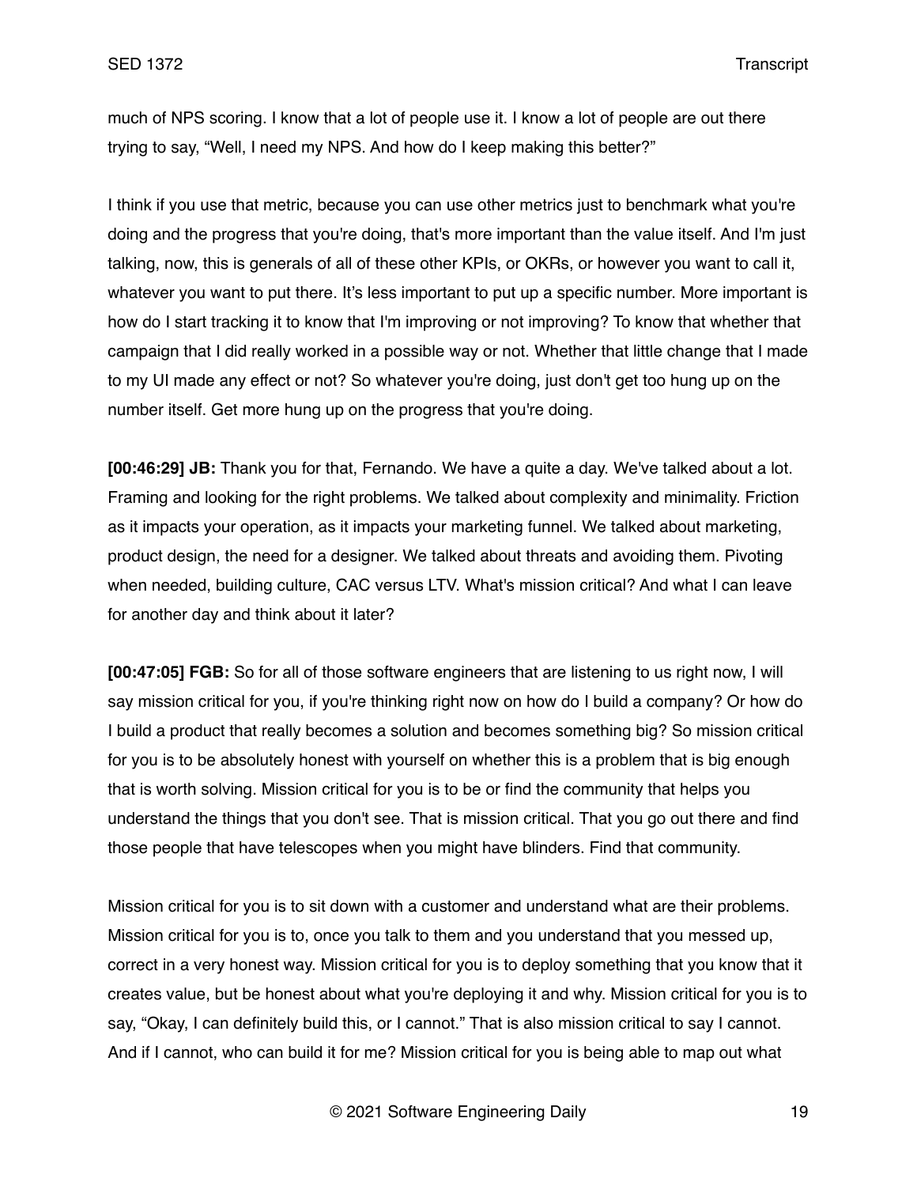much of NPS scoring. I know that a lot of people use it. I know a lot of people are out there trying to say, "Well, I need my NPS. And how do I keep making this better?"

I think if you use that metric, because you can use other metrics just to benchmark what you're doing and the progress that you're doing, that's more important than the value itself. And I'm just talking, now, this is generals of all of these other KPIs, or OKRs, or however you want to call it, whatever you want to put there. It's less important to put up a specific number. More important is how do I start tracking it to know that I'm improving or not improving? To know that whether that campaign that I did really worked in a possible way or not. Whether that little change that I made to my UI made any effect or not? So whatever you're doing, just don't get too hung up on the number itself. Get more hung up on the progress that you're doing.

**[00:46:29] JB:** Thank you for that, Fernando. We have a quite a day. We've talked about a lot. Framing and looking for the right problems. We talked about complexity and minimality. Friction as it impacts your operation, as it impacts your marketing funnel. We talked about marketing, product design, the need for a designer. We talked about threats and avoiding them. Pivoting when needed, building culture, CAC versus LTV. What's mission critical? And what I can leave for another day and think about it later?

**[00:47:05] FGB:** So for all of those software engineers that are listening to us right now, I will say mission critical for you, if you're thinking right now on how do I build a company? Or how do I build a product that really becomes a solution and becomes something big? So mission critical for you is to be absolutely honest with yourself on whether this is a problem that is big enough that is worth solving. Mission critical for you is to be or find the community that helps you understand the things that you don't see. That is mission critical. That you go out there and find those people that have telescopes when you might have blinders. Find that community.

Mission critical for you is to sit down with a customer and understand what are their problems. Mission critical for you is to, once you talk to them and you understand that you messed up, correct in a very honest way. Mission critical for you is to deploy something that you know that it creates value, but be honest about what you're deploying it and why. Mission critical for you is to say, "Okay, I can definitely build this, or I cannot." That is also mission critical to say I cannot. And if I cannot, who can build it for me? Mission critical for you is being able to map out what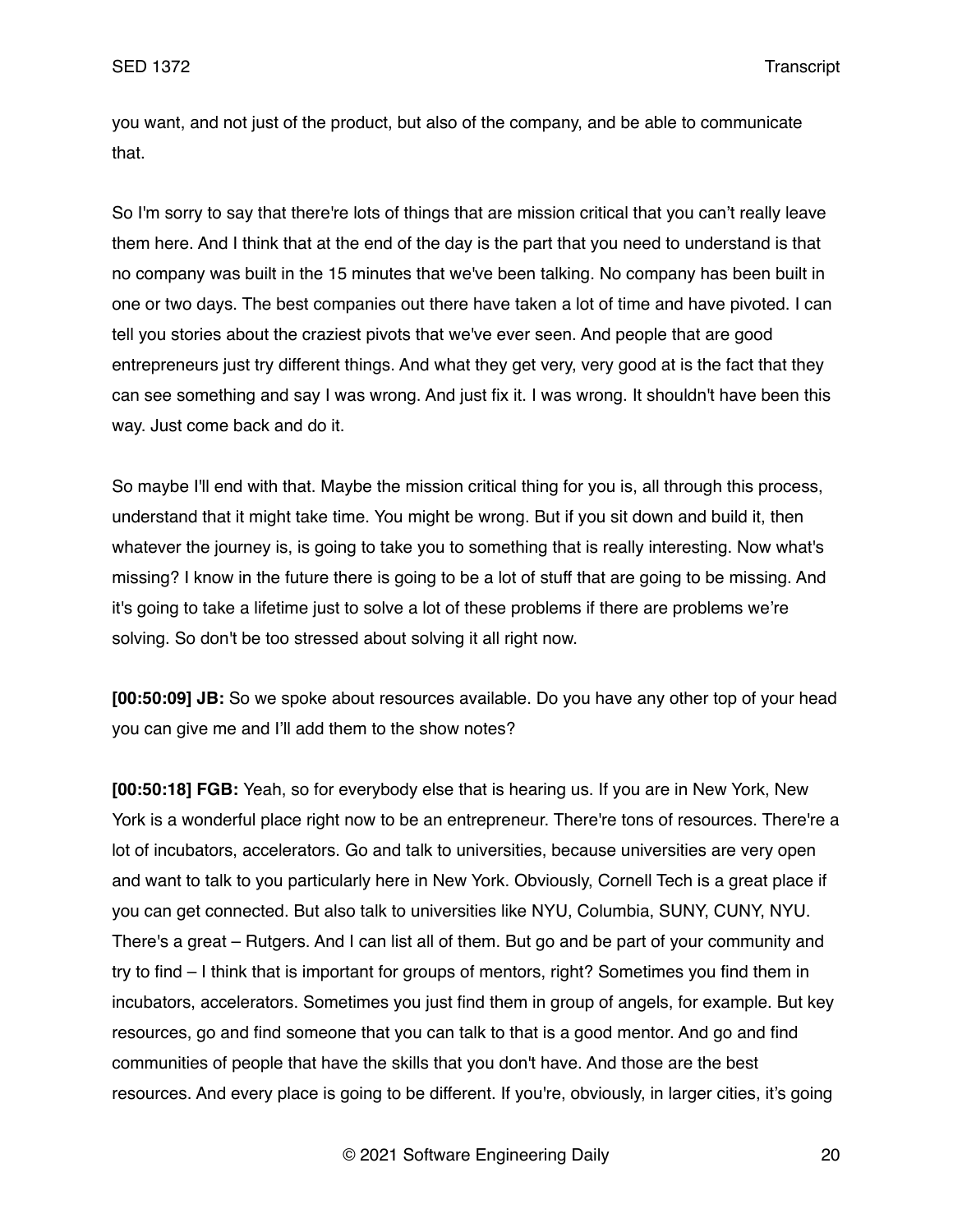you want, and not just of the product, but also of the company, and be able to communicate that.

So I'm sorry to say that there're lots of things that are mission critical that you can't really leave them here. And I think that at the end of the day is the part that you need to understand is that no company was built in the 15 minutes that we've been talking. No company has been built in one or two days. The best companies out there have taken a lot of time and have pivoted. I can tell you stories about the craziest pivots that we've ever seen. And people that are good entrepreneurs just try different things. And what they get very, very good at is the fact that they can see something and say I was wrong. And just fix it. I was wrong. It shouldn't have been this way. Just come back and do it.

So maybe I'll end with that. Maybe the mission critical thing for you is, all through this process, understand that it might take time. You might be wrong. But if you sit down and build it, then whatever the journey is, is going to take you to something that is really interesting. Now what's missing? I know in the future there is going to be a lot of stuff that are going to be missing. And it's going to take a lifetime just to solve a lot of these problems if there are problems we're solving. So don't be too stressed about solving it all right now.

**[00:50:09] JB:** So we spoke about resources available. Do you have any other top of your head you can give me and I'll add them to the show notes?

**[00:50:18] FGB:** Yeah, so for everybody else that is hearing us. If you are in New York, New York is a wonderful place right now to be an entrepreneur. There're tons of resources. There're a lot of incubators, accelerators. Go and talk to universities, because universities are very open and want to talk to you particularly here in New York. Obviously, Cornell Tech is a great place if you can get connected. But also talk to universities like NYU, Columbia, SUNY, CUNY, NYU. There's a great – Rutgers. And I can list all of them. But go and be part of your community and try to find – I think that is important for groups of mentors, right? Sometimes you find them in incubators, accelerators. Sometimes you just find them in group of angels, for example. But key resources, go and find someone that you can talk to that is a good mentor. And go and find communities of people that have the skills that you don't have. And those are the best resources. And every place is going to be different. If you're, obviously, in larger cities, it's going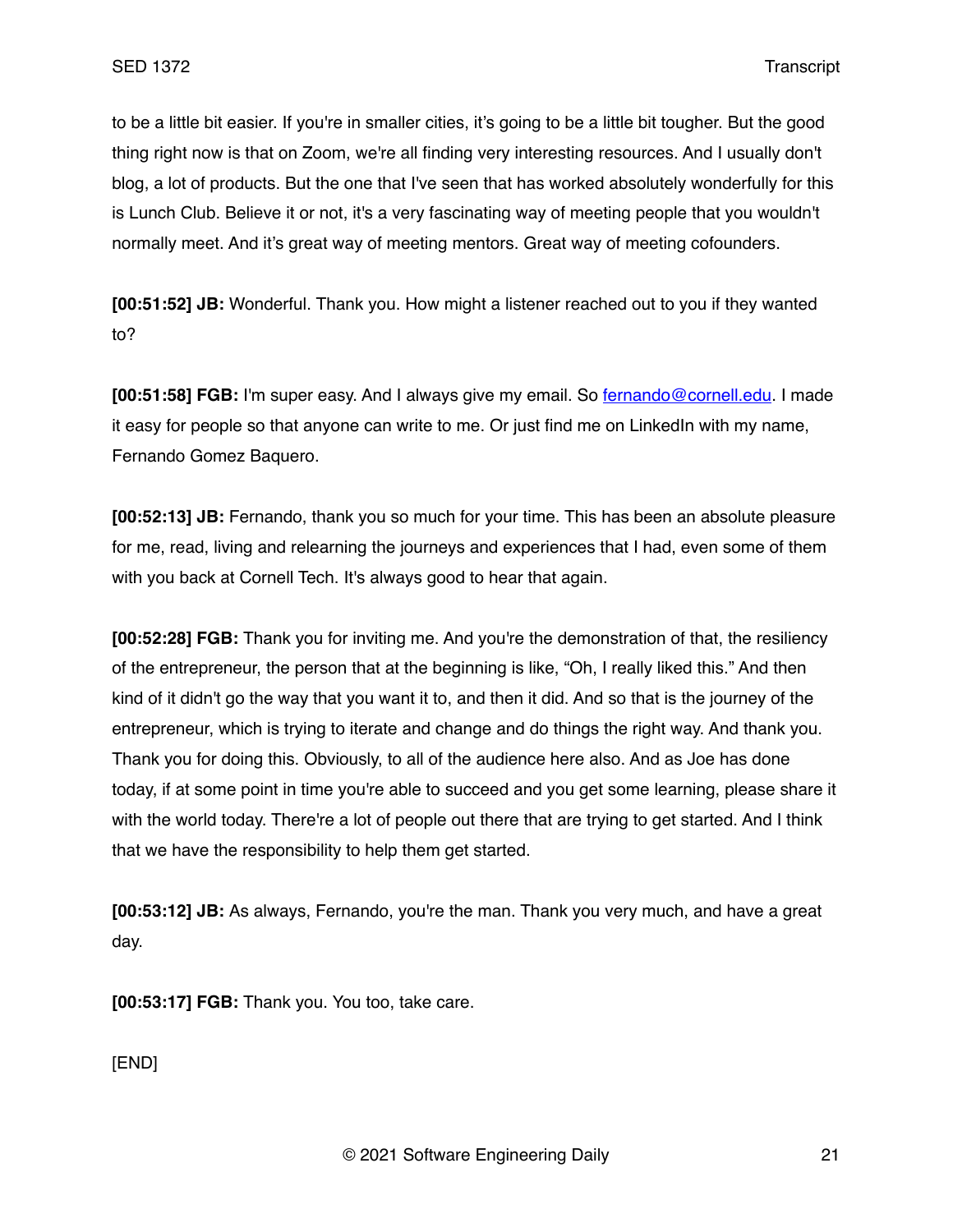to be a little bit easier. If you're in smaller cities, it's going to be a little bit tougher. But the good thing right now is that on Zoom, we're all finding very interesting resources. And I usually don't blog, a lot of products. But the one that I've seen that has worked absolutely wonderfully for this is Lunch Club. Believe it or not, it's a very fascinating way of meeting people that you wouldn't normally meet. And it's great way of meeting mentors. Great way of meeting cofounders.

**[00:51:52] JB:** Wonderful. Thank you. How might a listener reached out to you if they wanted to?

**[00:51:58] FGB:** I'm super easy. And I always give my email. So fernando@cornell.edu. I made it easy for people so that anyone can write to me. Or just find me on LinkedIn with my name, Fernando Gomez Baquero.

**[00:52:13] JB:** Fernando, thank you so much for your time. This has been an absolute pleasure for me, read, living and relearning the journeys and experiences that I had, even some of them with you back at Cornell Tech. It's always good to hear that again.

**[00:52:28] FGB:** Thank you for inviting me. And you're the demonstration of that, the resiliency of the entrepreneur, the person that at the beginning is like, "Oh, I really liked this." And then kind of it didn't go the way that you want it to, and then it did. And so that is the journey of the entrepreneur, which is trying to iterate and change and do things the right way. And thank you. Thank you for doing this. Obviously, to all of the audience here also. And as Joe has done today, if at some point in time you're able to succeed and you get some learning, please share it with the world today. There're a lot of people out there that are trying to get started. And I think that we have the responsibility to help them get started.

**[00:53:12] JB:** As always, Fernando, you're the man. Thank you very much, and have a great day.

**[00:53:17] FGB:** Thank you. You too, take care.

[END]